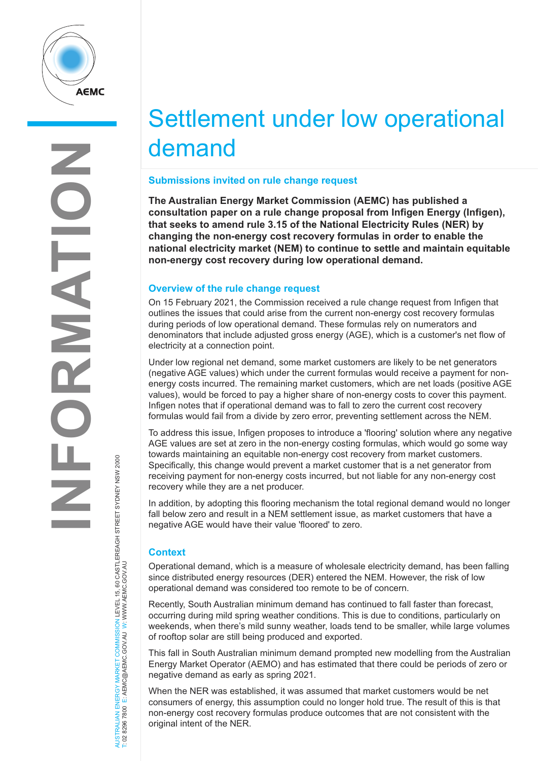# Settlement under low operational demand

## Submissions invited on rule change request

**The Australian Energy Market Commission (AEMC) has published a consultation paper on a rule change proposal from Infigen Energy (Infigen), that seeks to amend rule 3.15 of the National Electricity Rules (NER) by changing the non-energy cost recovery formulas in order to enable the national electricity market (NEM) to continue to settle and maintain equitable non-energy cost recovery during low operational demand.**

## Overview of the rule change request

On 15 February 2021, the Commission received a rule change request from Infigen that outlines the issues that could arise from the current non-energy cost recovery formulas during periods of low operational demand. These formulas rely on numerators and denominators that include adjusted gross energy (AGE), which is a customer's net flow of electricity at a connection point.

Under low regional net demand, some market customers are likely to be net generators (negative AGE values) which under the current formulas would receive a payment for non-energy costs incurred. The remaining market customers, which are net loads (positive AGE values), would be forced to pay a higher share of non-energy costs to cover this payment. Infigen notes that if operational demand was to fall to zero the current cost recovery formulas would fail from a divide by zero error, preventing settlement across the NEM.

To address this issue, Infigen proposes to introduce a 'flooring' solution where any negative AGE values are set at zero in the non-energy costing formulas, which would go some way towards maintaining an equitable non-energy cost recovery from market customers. Specifically, this change would prevent a market customer that is a net generator from receiving payment for non-energy costs incurred, but not liable for any non-energy cost recovery while they are a net producer.

In addition, by adopting this flooring mechanism the total regional demand would no longer fall below zero and result in a NEM settlement issue, as market customers that have a negative AGE would have their value 'floored' to zero.

## Context

Operational demand, which is a measure of wholesale electricity demand, has been falling since distributed energy resources (DER) entered the NEM. However, the risk of low operational demand was considered too remote to be of concern.

Recently, South Australian minimum demand has continued to fall faster than forecast, occurring during mild spring weather conditions. This is due to conditions, particularly on weekends, when there's mild sunny weather, loads tend to be smaller, while large volumes of rooftop solar are still being produced and exported.

This fall in South Australian minimum demand prompted new modelling from the Australian Energy Market Operator (AEMO) and has estimated that there could be periods of zero or negative demand as early as spring 2021.

When the NER was established, it was assumed that market customers would be net consumers of energy, this assumption could no longer hold true. The result of this is that non-energy cost recovery formulas produce outcomes that are not consistent with the original intent of the NER.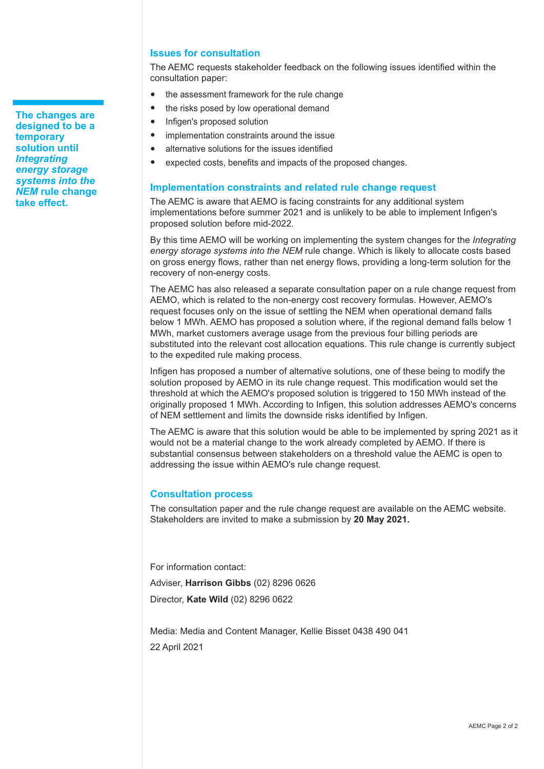**The changes are designed to be a temporary solution until *Integrating energy storage systems into the NEM* rule change take effect.**

## Issues for consultation

The AEMC requests stakeholder feedback on the following issues identified within the consultation paper:

- the assessment framework for the rule change
- the risks posed by low operational demand
- Infigen's proposed solution
- implementation constraints around the issue
- alternative solutions for the issues identified
- expected costs, benefits and impacts of the proposed changes.

## Implementation constraints and related rule change request

The AEMC is aware that AEMO is facing constraints for any additional system implementations before summer 2021 and is unlikely to be able to implement Infigen's proposed solution before mid-2022.

By this time AEMO will be working on implementing the system changes for the *Integrating energy storage systems into the NEM* rule change. Which is likely to allocate costs based on gross energy flows, rather than net energy flows, providing a long-term solution for the recovery of non-energy costs.

The AEMC has also released a separate consultation paper on a rule change request from AEMO, which is related to the non-energy cost recovery formulas. However, AEMO's request focuses only on the issue of settling the NEM when operational demand falls below 1 MWh. AEMO has proposed a solution where, if the regional demand falls below 1 MWh, market customers average usage from the previous four billing periods are substituted into the relevant cost allocation equations. This rule change is currently subject to the expedited rule making process.

Infigen has proposed a number of alternative solutions, one of these being to modify the solution proposed by AEMO in its rule change request. This modification would set the threshold at which the AEMO's proposed solution is triggered to 150 MWh instead of the originally proposed 1 MWh. According to Infigen, this solution addresses AEMO's concerns of NEM settlement and limits the downside risks identified by Infigen.

The AEMC is aware that this solution would be able to be implemented by spring 2021 as it would not be a material change to the work already completed by AEMO. If there is substantial consensus between stakeholders on a threshold value the AEMC is open to addressing the issue within AEMO's rule change request.

## Consultation process

The consultation paper and the rule change request are available on the AEMC website. Stakeholders are invited to make a submission by **20 May 2021.**

For information contact:

Adviser, **Harrison Gibbs** (02) 8296 0626

Director, **Kate Wild** (02) 8296 0622

Media: Media and Content Manager, Kellie Bisset 0438 490 041

22 April 2021